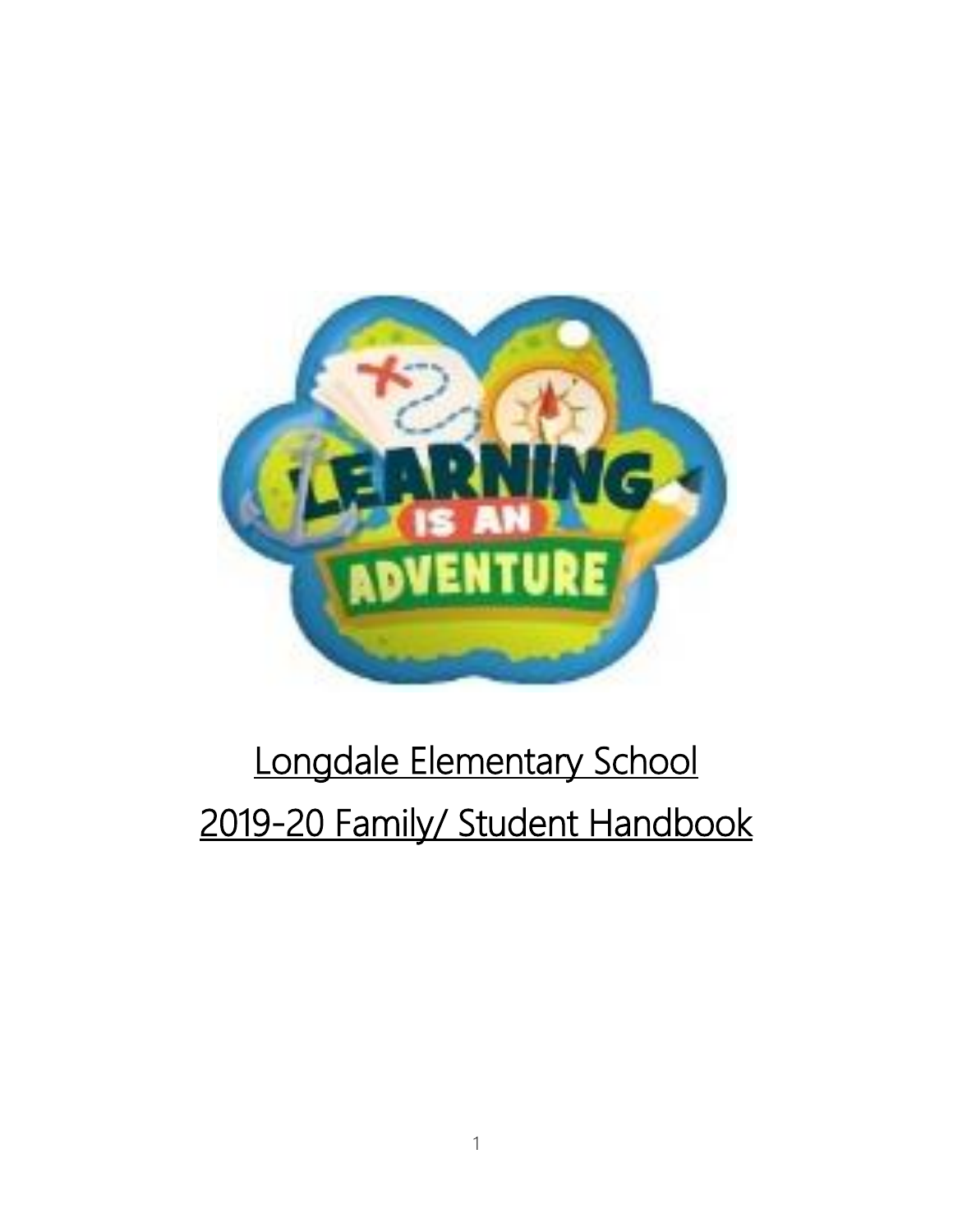# Longdale Elementary School

# 2019-20 Family/ Student Handbook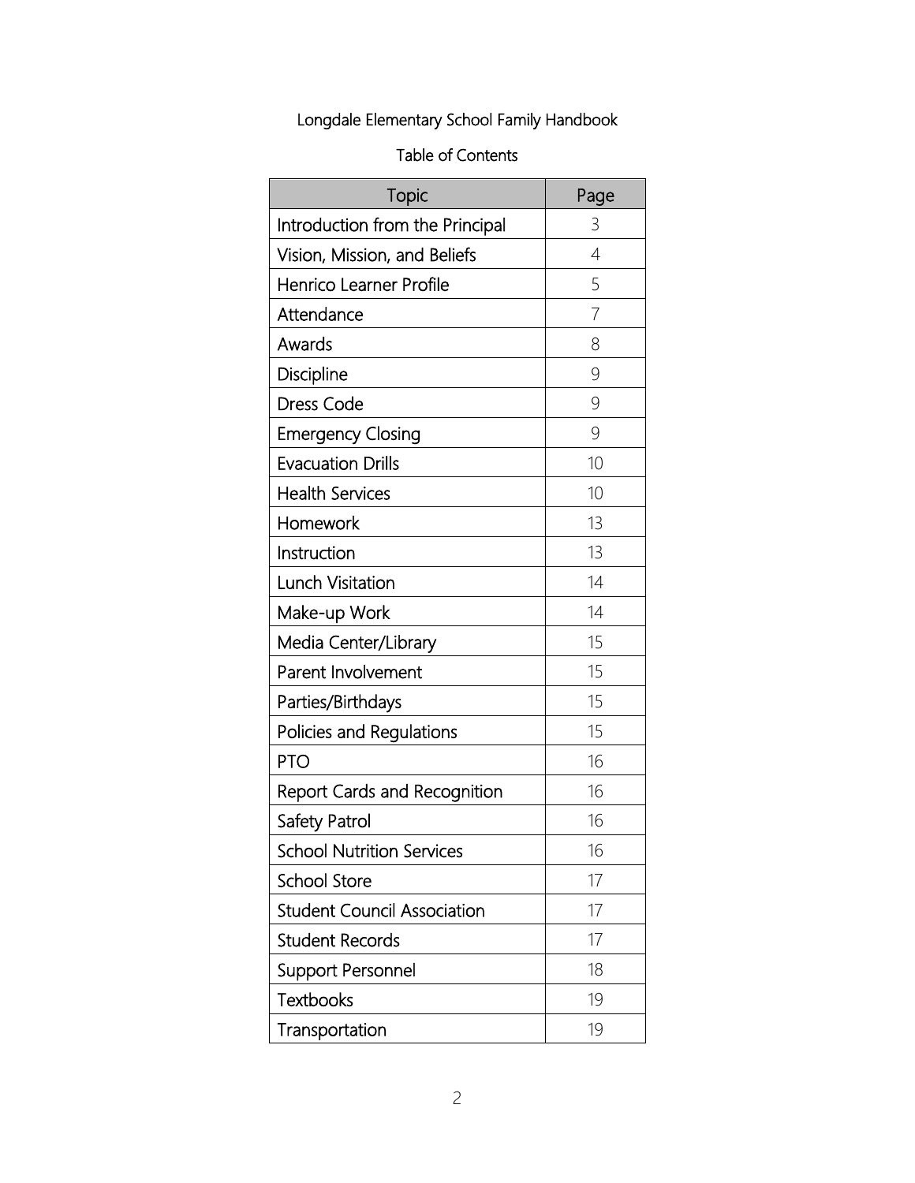# Longdale Elementary School Family Handbook

## Table of Contents

| Topic | Page |
| --- | --- |
| Introduction from the Principal | 3 |
| Vision, Mission, and Beliefs | 4 |
| Henrico Learner Profile | 5 |
| Attendance | 7 |
| Awards | 8 |
| Discipline | 9 |
| Dress Code | 9 |
| Emergency Closing | 9 |
| Evacuation Drills | 10 |
| Health Services | 10 |
| Homework | 13 |
| Instruction | 13 |
| Lunch Visitation | 14 |
| Make-up Work | 14 |
| Media Center/Library | 15 |
| Parent Involvement | 15 |
| Parties/Birthdays | 15 |
| Policies and Regulations | 15 |
| PTO | 16 |
| Report Cards and Recognition | 16 |
| Safety Patrol | 16 |
| School Nutrition Services | 16 |
| School Store | 17 |
| Student Council Association | 17 |
| Student Records | 17 |
| Support Personnel | 18 |
| Textbooks | 19 |
| Transportation | 19 |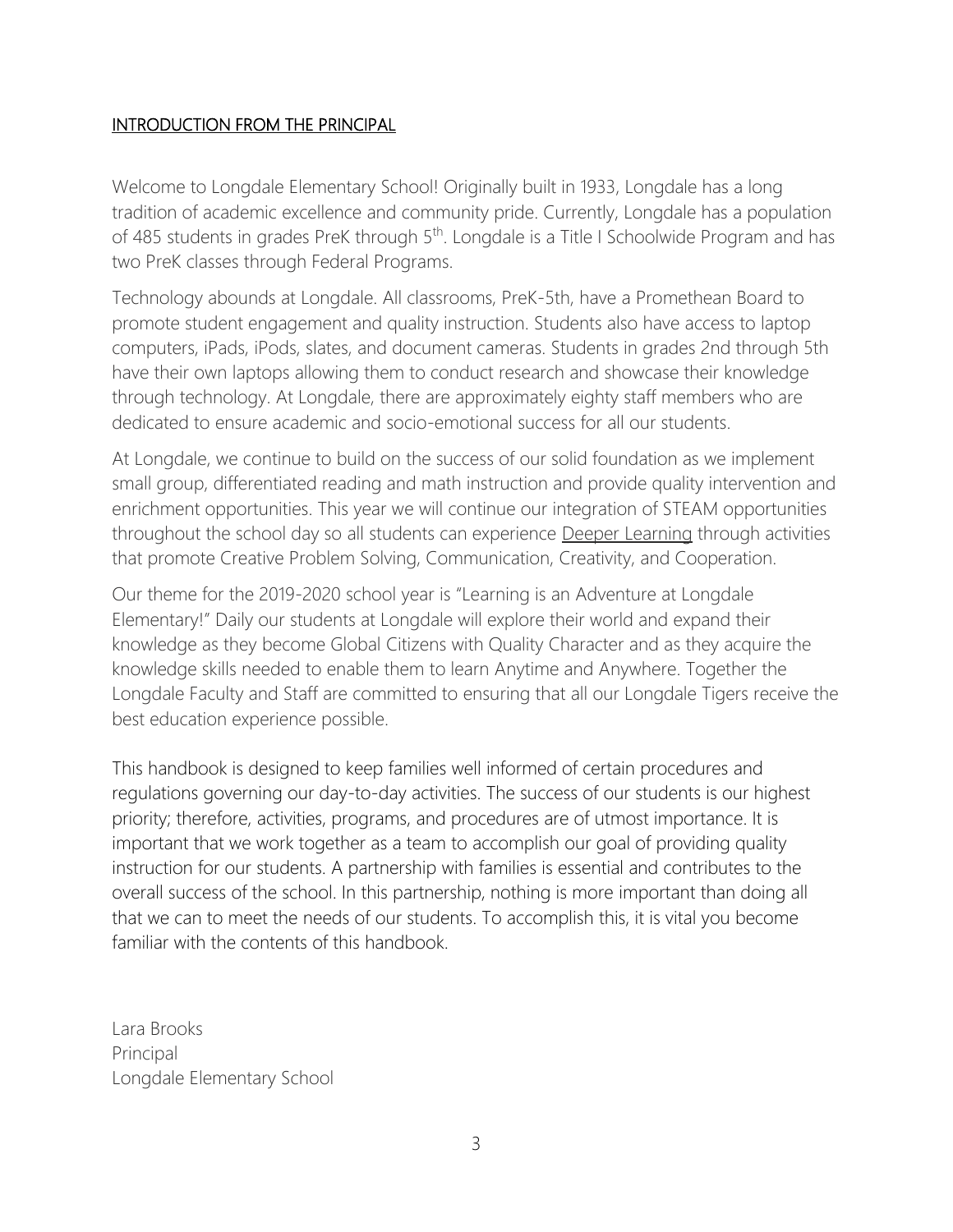## INTRODUCTION FROM THE PRINCIPAL

Welcome to Longdale Elementary School! Originally built in 1933, Longdale has a long tradition of academic excellence and community pride. Currently, Longdale has a population of 485 students in grades PreK through 5th. Longdale is a Title I Schoolwide Program and has two PreK classes through Federal Programs.

Technology abounds at Longdale. All classrooms, PreK-5th, have a Promethean Board to promote student engagement and quality instruction. Students also have access to laptop computers, iPads, iPods, slates, and document cameras. Students in grades 2nd through 5th have their own laptops allowing them to conduct research and showcase their knowledge through technology. At Longdale, there are approximately eighty staff members who are dedicated to ensure academic and socio-emotional success for all our students.

At Longdale, we continue to build on the success of our solid foundation as we implement small group, differentiated reading and math instruction and provide quality intervention and enrichment opportunities. This year we will continue our integration of STEAM opportunities throughout the school day so all students can experience Deeper Learning through activities that promote Creative Problem Solving, Communication, Creativity, and Cooperation.

Our theme for the 2019-2020 school year is "Learning is an Adventure at Longdale Elementary!" Daily our students at Longdale will explore their world and expand their knowledge as they become Global Citizens with Quality Character and as they acquire the knowledge skills needed to enable them to learn Anytime and Anywhere. Together the Longdale Faculty and Staff are committed to ensuring that all our Longdale Tigers receive the best education experience possible.

This handbook is designed to keep families well informed of certain procedures and regulations governing our day-to-day activities. The success of our students is our highest priority; therefore, activities, programs, and procedures are of utmost importance. It is important that we work together as a team to accomplish our goal of providing quality instruction for our students. A partnership with families is essential and contributes to the overall success of the school. In this partnership, nothing is more important than doing all that we can to meet the needs of our students. To accomplish this, it is vital you become familiar with the contents of this handbook.

Lara Brooks
Principal
Longdale Elementary School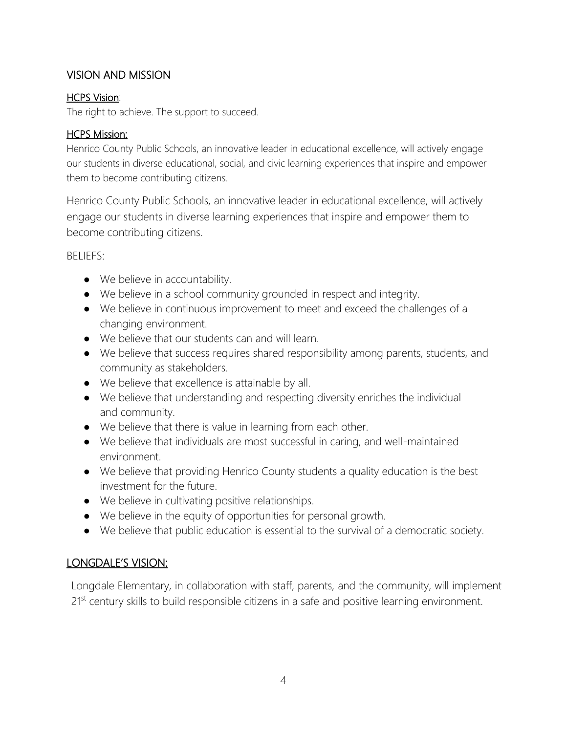## VISION AND MISSION

HCPS Vision:

The right to achieve. The support to succeed.

HCPS Mission:

Henrico County Public Schools, an innovative leader in educational excellence, will actively engage our students in diverse educational, social, and civic learning experiences that inspire and empower them to become contributing citizens.

Henrico County Public Schools, an innovative leader in educational excellence, will actively engage our students in diverse learning experiences that inspire and empower them to become contributing citizens.

BELIEFS:

- We believe in accountability.
- We believe in a school community grounded in respect and integrity.
- We believe in continuous improvement to meet and exceed the challenges of a changing environment.
- We believe that our students can and will learn.
- We believe that success requires shared responsibility among parents, students, and community as stakeholders.
- We believe that excellence is attainable by all.
- We believe that understanding and respecting diversity enriches the individual and community.
- We believe that there is value in learning from each other.
- We believe that individuals are most successful in caring, and well-maintained environment.
- We believe that providing Henrico County students a quality education is the best investment for the future.
- We believe in cultivating positive relationships.
- We believe in the equity of opportunities for personal growth.
- We believe that public education is essential to the survival of a democratic society.

## LONGDALE'S VISION:

Longdale Elementary, in collaboration with staff, parents, and the community, will implement 21st century skills to build responsible citizens in a safe and positive learning environment.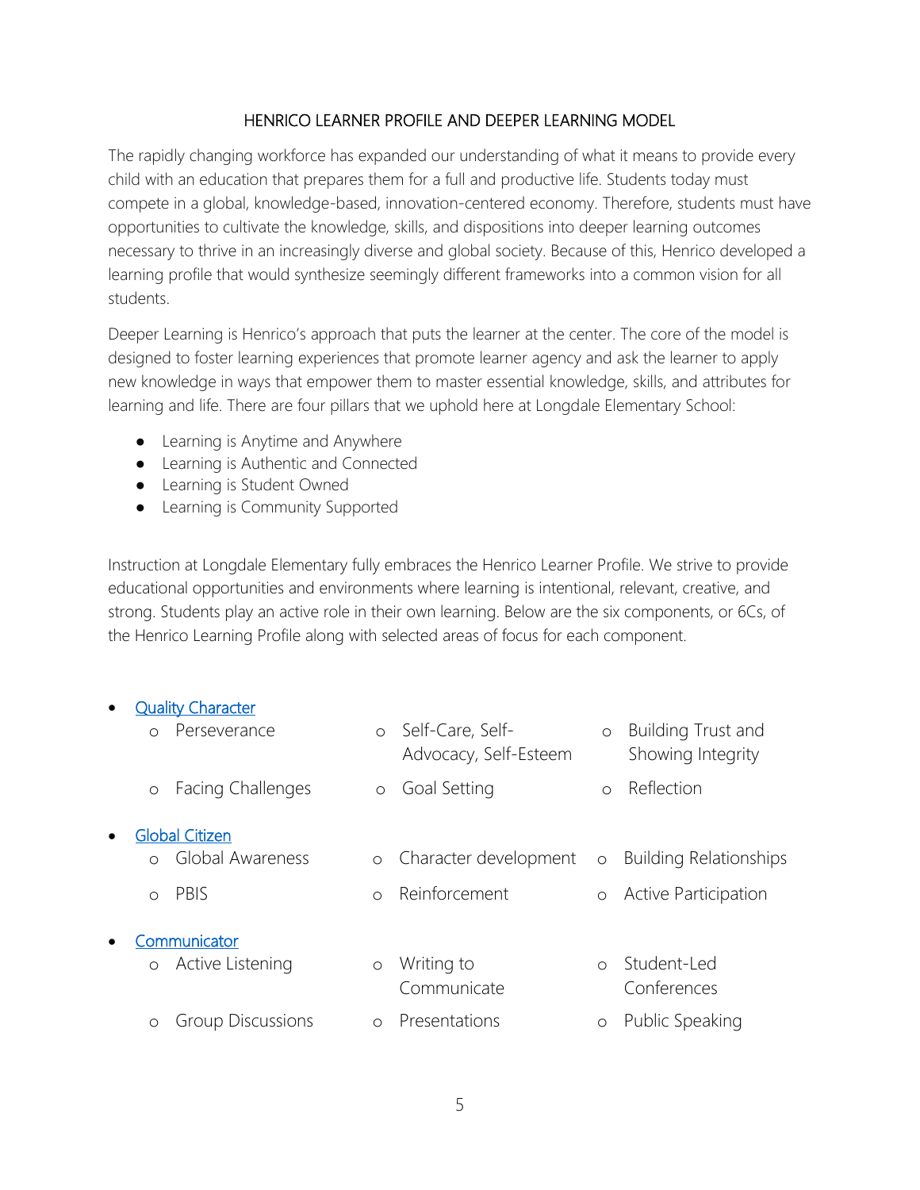## HENRICO LEARNER PROFILE AND DEEPER LEARNING MODEL

The rapidly changing workforce has expanded our understanding of what it means to provide every child with an education that prepares them for a full and productive life. Students today must compete in a global, knowledge-based, innovation-centered economy. Therefore, students must have opportunities to cultivate the knowledge, skills, and dispositions into deeper learning outcomes necessary to thrive in an increasingly diverse and global society. Because of this, Henrico developed a learning profile that would synthesize seemingly different frameworks into a common vision for all students.

Deeper Learning is Henrico's approach that puts the learner at the center. The core of the model is designed to foster learning experiences that promote learner agency and ask the learner to apply new knowledge in ways that empower them to master essential knowledge, skills, and attributes for learning and life. There are four pillars that we uphold here at Longdale Elementary School:

- Learning is Anytime and Anywhere
- Learning is Authentic and Connected
- Learning is Student Owned
- Learning is Community Supported

Instruction at Longdale Elementary fully embraces the Henrico Learner Profile. We strive to provide educational opportunities and environments where learning is intentional, relevant, creative, and strong. Students play an active role in their own learning. Below are the six components, or 6Cs, of the Henrico Learning Profile along with selected areas of focus for each component.

- Quality Character
  - Perseverance
  - Self-Care, Self-Advocacy, Self-Esteem
  - Building Trust and Showing Integrity
  - Facing Challenges
  - Goal Setting
  - Reflection
- Global Citizen
  - Global Awareness
  - Character development
  - Building Relationships
  - PBIS
  - Reinforcement
  - Active Participation
- Communicator
  - Active Listening
  - Writing to Communicate
  - Student-Led Conferences
  - Group Discussions
  - Presentations
  - Public Speaking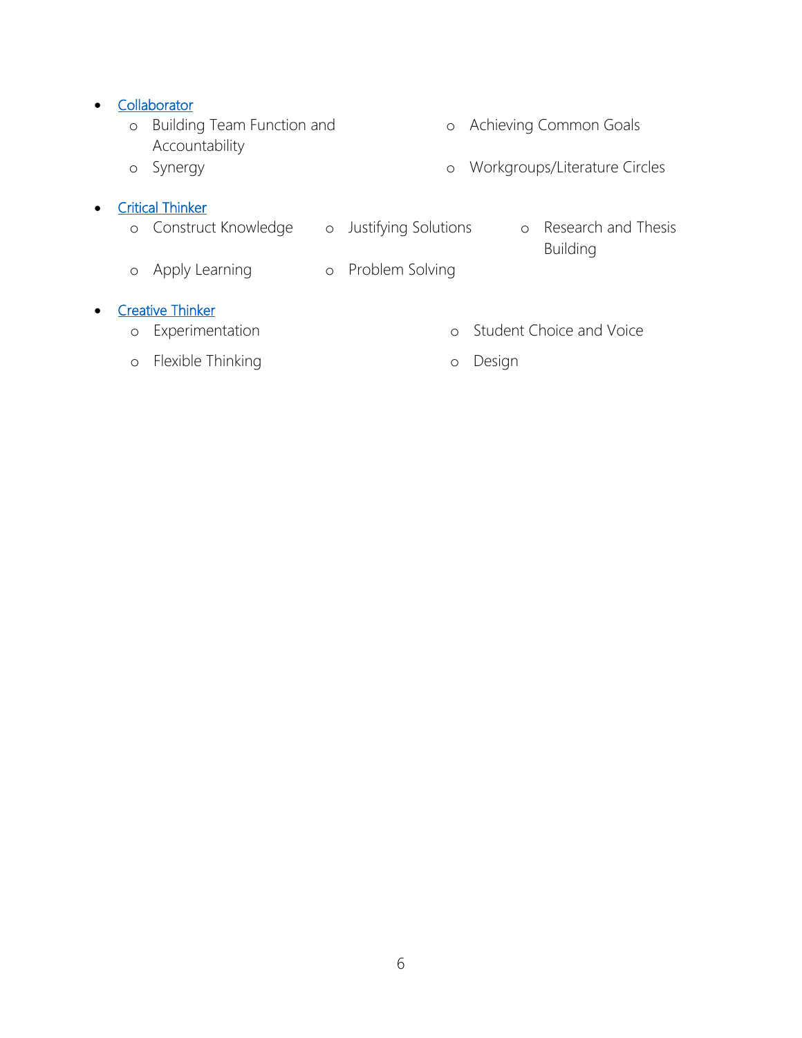- Collaborator
  - Building Team Function and Accountability
  - Synergy
  - Achieving Common Goals
  - Workgroups/Literature Circles
- Critical Thinker
  - Construct Knowledge
  - Apply Learning
  - Justifying Solutions
  - Problem Solving
  - Research and Thesis Building
- Creative Thinker
  - Experimentation
  - Flexible Thinking
  - Student Choice and Voice
  - Design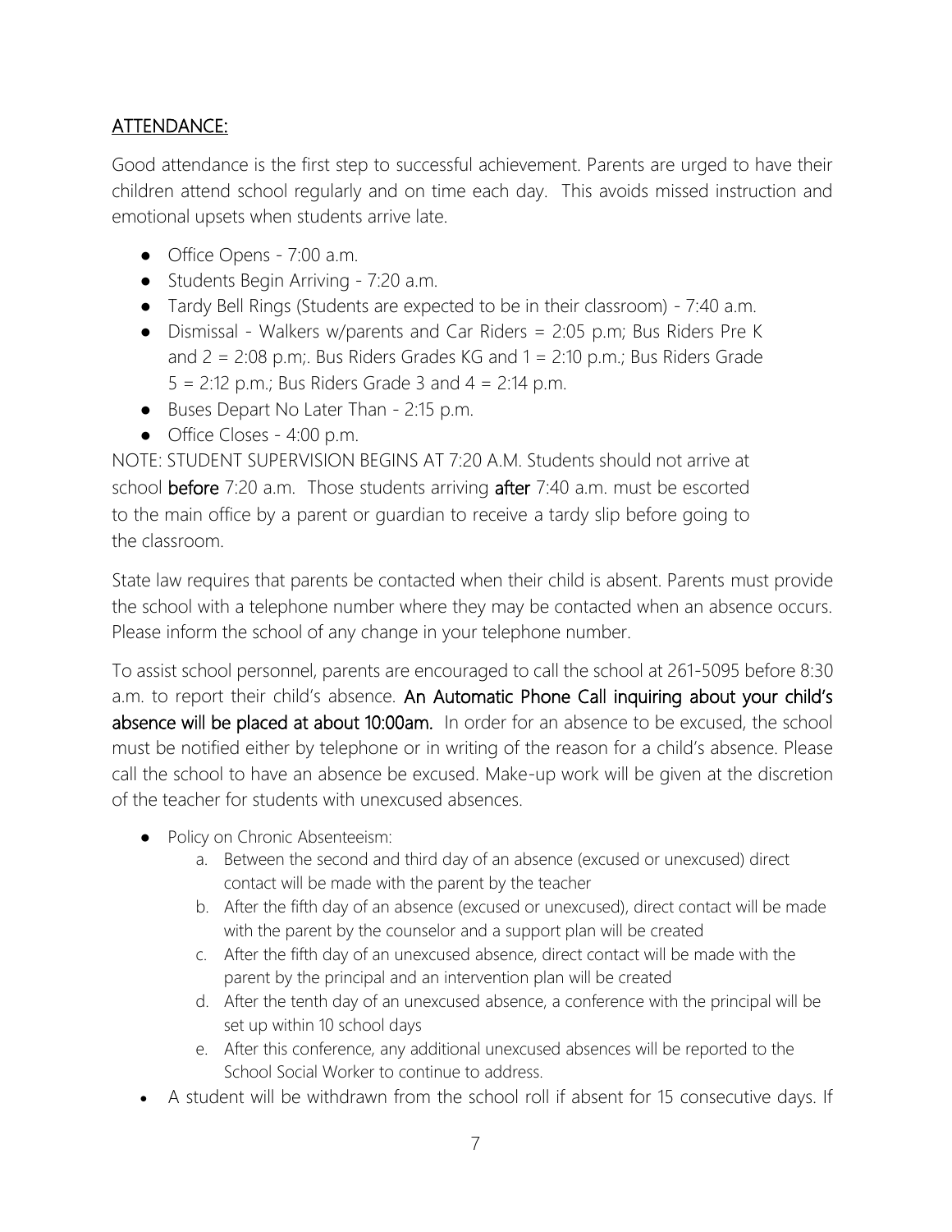## ATTENDANCE:

Good attendance is the first step to successful achievement. Parents are urged to have their children attend school regularly and on time each day. This avoids missed instruction and emotional upsets when students arrive late.

- Office Opens - 7:00 a.m.
- Students Begin Arriving - 7:20 a.m.
- Tardy Bell Rings (Students are expected to be in their classroom) - 7:40 a.m.
- Dismissal - Walkers w/parents and Car Riders = 2:05 p.m; Bus Riders Pre K and 2 = 2:08 p.m;. Bus Riders Grades KG and 1 = 2:10 p.m.; Bus Riders Grade 5 = 2:12 p.m.; Bus Riders Grade 3 and 4 = 2:14 p.m.
- Buses Depart No Later Than - 2:15 p.m.
- Office Closes - 4:00 p.m.

NOTE: STUDENT SUPERVISION BEGINS AT 7:20 A.M. Students should not arrive at school **before** 7:20 a.m. Those students arriving **after** 7:40 a.m. must be escorted to the main office by a parent or guardian to receive a tardy slip before going to the classroom.

State law requires that parents be contacted when their child is absent. Parents must provide the school with a telephone number where they may be contacted when an absence occurs. Please inform the school of any change in your telephone number.

To assist school personnel, parents are encouraged to call the school at 261-5095 before 8:30 a.m. to report their child's absence. **An Automatic Phone Call inquiring about your child's absence will be placed at about 10:00am.** In order for an absence to be excused, the school must be notified either by telephone or in writing of the reason for a child's absence. Please call the school to have an absence be excused. Make-up work will be given at the discretion of the teacher for students with unexcused absences.

- Policy on Chronic Absenteeism:
    a. Between the second and third day of an absence (excused or unexcused) direct contact will be made with the parent by the teacher
    b. After the fifth day of an absence (excused or unexcused), direct contact will be made with the parent by the counselor and a support plan will be created
    c. After the fifth day of an unexcused absence, direct contact will be made with the parent by the principal and an intervention plan will be created
    d. After the tenth day of an unexcused absence, a conference with the principal will be set up within 10 school days
    e. After this conference, any additional unexcused absences will be reported to the School Social Worker to continue to address.
- A student will be withdrawn from the school roll if absent for 15 consecutive days. If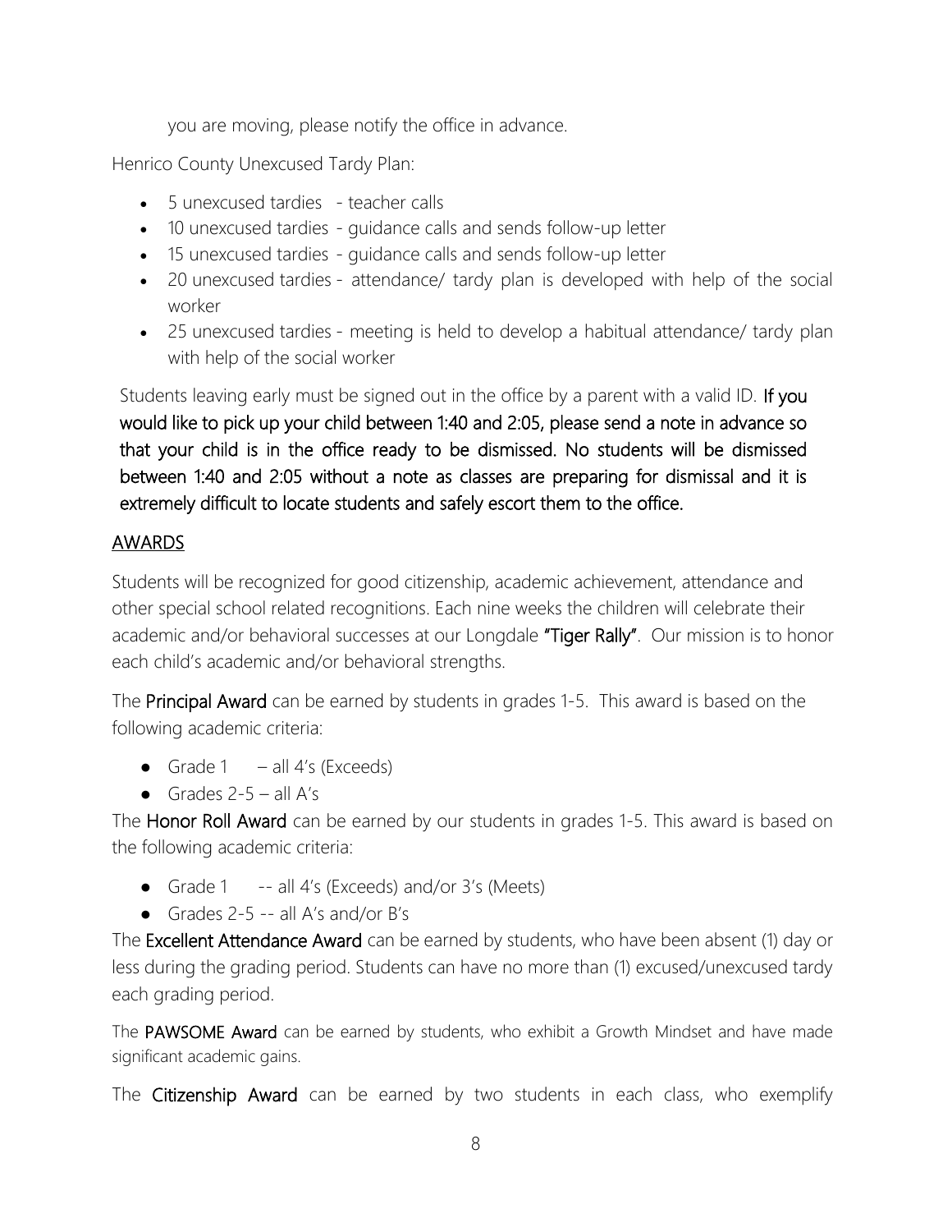you are moving, please notify the office in advance.

Henrico County Unexcused Tardy Plan:

- 5 unexcused tardies - teacher calls
- 10 unexcused tardies - guidance calls and sends follow-up letter
- 15 unexcused tardies - guidance calls and sends follow-up letter
- 20 unexcused tardies - attendance/ tardy plan is developed with help of the social worker
- 25 unexcused tardies - meeting is held to develop a habitual attendance/ tardy plan with help of the social worker

Students leaving early must be signed out in the office by a parent with a valid ID. **If you would like to pick up your child between 1:40 and 2:05, please send a note in advance so that your child is in the office ready to be dismissed. No students will be dismissed between 1:40 and 2:05 without a note as classes are preparing for dismissal and it is extremely difficult to locate students and safely escort them to the office.**

## AWARDS

Students will be recognized for good citizenship, academic achievement, attendance and other special school related recognitions. Each nine weeks the children will celebrate their academic and/or behavioral successes at our Longdale **"Tiger Rally"**. Our mission is to honor each child's academic and/or behavioral strengths.

The **Principal Award** can be earned by students in grades 1-5. This award is based on the following academic criteria:

- Grade 1 – all 4's (Exceeds)
- Grades 2-5 – all A's

The **Honor Roll Award** can be earned by our students in grades 1-5. This award is based on the following academic criteria:

- Grade 1 -- all 4's (Exceeds) and/or 3's (Meets)
- Grades 2-5 -- all A's and/or B's

The **Excellent Attendance Award** can be earned by students, who have been absent (1) day or less during the grading period. Students can have no more than (1) excused/unexcused tardy each grading period.

The **PAWSOME Award** can be earned by students, who exhibit a Growth Mindset and have made significant academic gains.

The **Citizenship Award** can be earned by two students in each class, who exemplify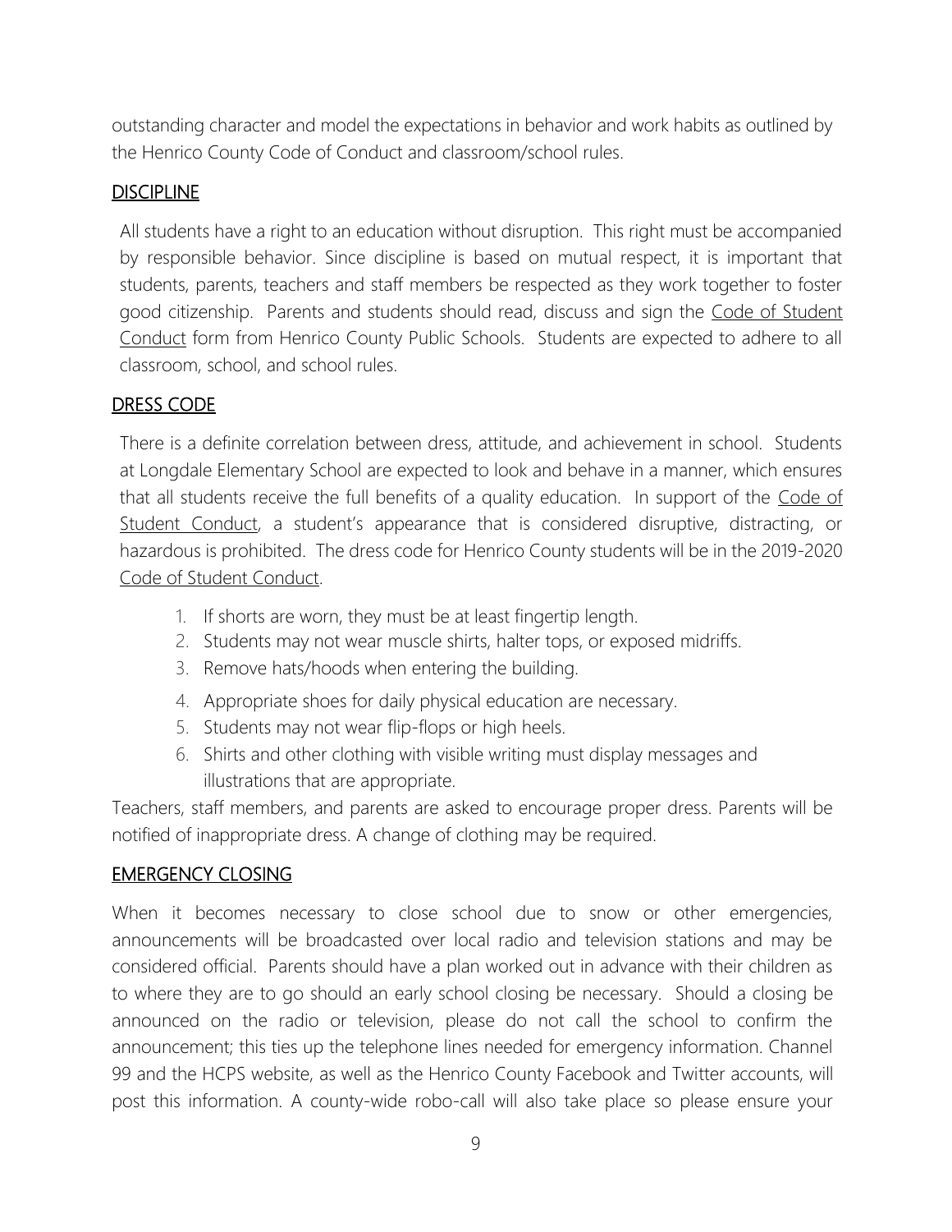outstanding character and model the expectations in behavior and work habits as outlined by the Henrico County Code of Conduct and classroom/school rules.

## DISCIPLINE

All students have a right to an education without disruption. This right must be accompanied by responsible behavior. Since discipline is based on mutual respect, it is important that students, parents, teachers and staff members be respected as they work together to foster good citizenship. Parents and students should read, discuss and sign the Code of Student Conduct form from Henrico County Public Schools. Students are expected to adhere to all classroom, school, and school rules.

## DRESS CODE

There is a definite correlation between dress, attitude, and achievement in school. Students at Longdale Elementary School are expected to look and behave in a manner, which ensures that all students receive the full benefits of a quality education. In support of the Code of Student Conduct, a student's appearance that is considered disruptive, distracting, or hazardous is prohibited. The dress code for Henrico County students will be in the 2019-2020 Code of Student Conduct.

1. If shorts are worn, they must be at least fingertip length.
2. Students may not wear muscle shirts, halter tops, or exposed midriffs.
3. Remove hats/hoods when entering the building.
4. Appropriate shoes for daily physical education are necessary.
5. Students may not wear flip-flops or high heels.
6. Shirts and other clothing with visible writing must display messages and illustrations that are appropriate.

Teachers, staff members, and parents are asked to encourage proper dress. Parents will be notified of inappropriate dress. A change of clothing may be required.

## EMERGENCY CLOSING

When it becomes necessary to close school due to snow or other emergencies, announcements will be broadcasted over local radio and television stations and may be considered official. Parents should have a plan worked out in advance with their children as to where they are to go should an early school closing be necessary. Should a closing be announced on the radio or television, please do not call the school to confirm the announcement; this ties up the telephone lines needed for emergency information. Channel 99 and the HCPS website, as well as the Henrico County Facebook and Twitter accounts, will post this information. A county-wide robo-call will also take place so please ensure your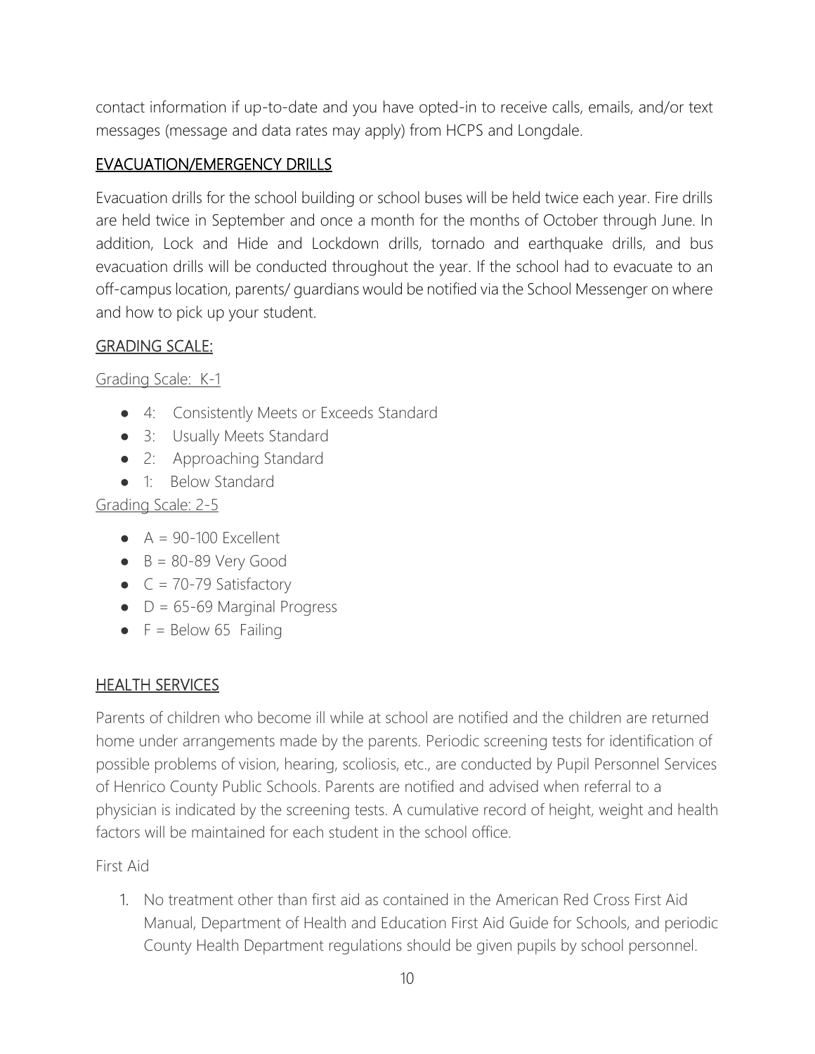contact information if up-to-date and you have opted-in to receive calls, emails, and/or text messages (message and data rates may apply) from HCPS and Longdale.

## EVACUATION/EMERGENCY DRILLS

Evacuation drills for the school building or school buses will be held twice each year. Fire drills are held twice in September and once a month for the months of October through June. In addition, Lock and Hide and Lockdown drills, tornado and earthquake drills, and bus evacuation drills will be conducted throughout the year. If the school had to evacuate to an off-campus location, parents/ guardians would be notified via the School Messenger on where and how to pick up your student.

## GRADING SCALE:

### Grading Scale: K-1

- 4: Consistently Meets or Exceeds Standard
- 3: Usually Meets Standard
- 2: Approaching Standard
- 1: Below Standard

### Grading Scale: 2-5

- A = 90-100 Excellent
- B = 80-89 Very Good
- C = 70-79 Satisfactory
- D = 65-69 Marginal Progress
- F = Below 65 Failing

## HEALTH SERVICES

Parents of children who become ill while at school are notified and the children are returned home under arrangements made by the parents. Periodic screening tests for identification of possible problems of vision, hearing, scoliosis, etc., are conducted by Pupil Personnel Services of Henrico County Public Schools. Parents are notified and advised when referral to a physician is indicated by the screening tests. A cumulative record of height, weight and health factors will be maintained for each student in the school office.

First Aid

1. No treatment other than first aid as contained in the American Red Cross First Aid Manual, Department of Health and Education First Aid Guide for Schools, and periodic County Health Department regulations should be given pupils by school personnel.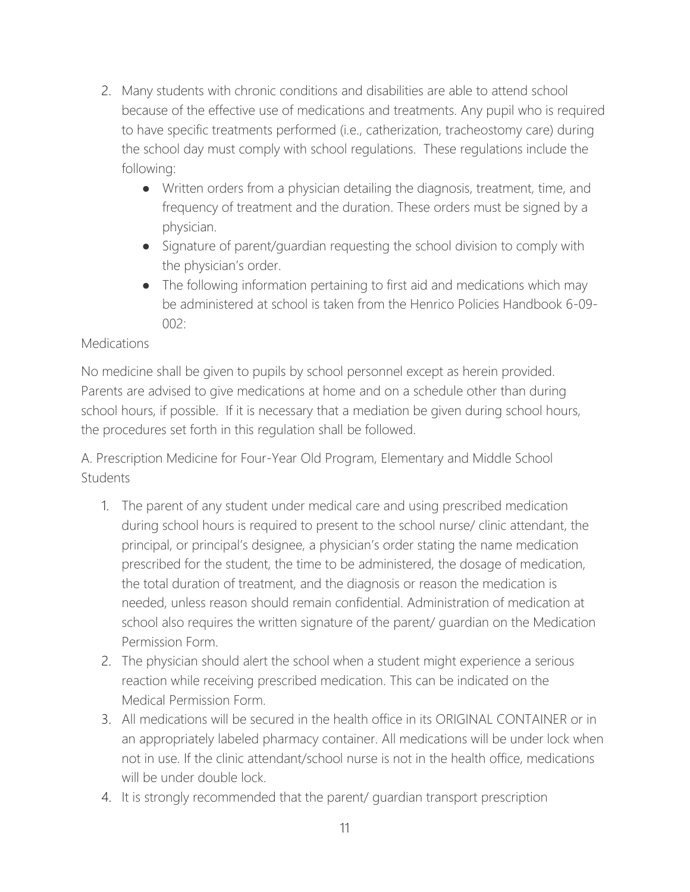2. Many students with chronic conditions and disabilities are able to attend school because of the effective use of medications and treatments. Any pupil who is required to have specific treatments performed (i.e., catherization, tracheostomy care) during the school day must comply with school regulations. These regulations include the following:
   - Written orders from a physician detailing the diagnosis, treatment, time, and frequency of treatment and the duration. These orders must be signed by a physician.
   - Signature of parent/guardian requesting the school division to comply with the physician's order.
   - The following information pertaining to first aid and medications which may be administered at school is taken from the Henrico Policies Handbook 6-09-002:

Medications

No medicine shall be given to pupils by school personnel except as herein provided. Parents are advised to give medications at home and on a schedule other than during school hours, if possible. If it is necessary that a mediation be given during school hours, the procedures set forth in this regulation shall be followed.

A. Prescription Medicine for Four-Year Old Program, Elementary and Middle School Students

1. The parent of any student under medical care and using prescribed medication during school hours is required to present to the school nurse/ clinic attendant, the principal, or principal's designee, a physician's order stating the name medication prescribed for the student, the time to be administered, the dosage of medication, the total duration of treatment, and the diagnosis or reason the medication is needed, unless reason should remain confidential. Administration of medication at school also requires the written signature of the parent/ guardian on the Medication Permission Form.
2. The physician should alert the school when a student might experience a serious reaction while receiving prescribed medication. This can be indicated on the Medical Permission Form.
3. All medications will be secured in the health office in its ORIGINAL CONTAINER or in an appropriately labeled pharmacy container. All medications will be under lock when not in use. If the clinic attendant/school nurse is not in the health office, medications will be under double lock.
4. It is strongly recommended that the parent/ guardian transport prescription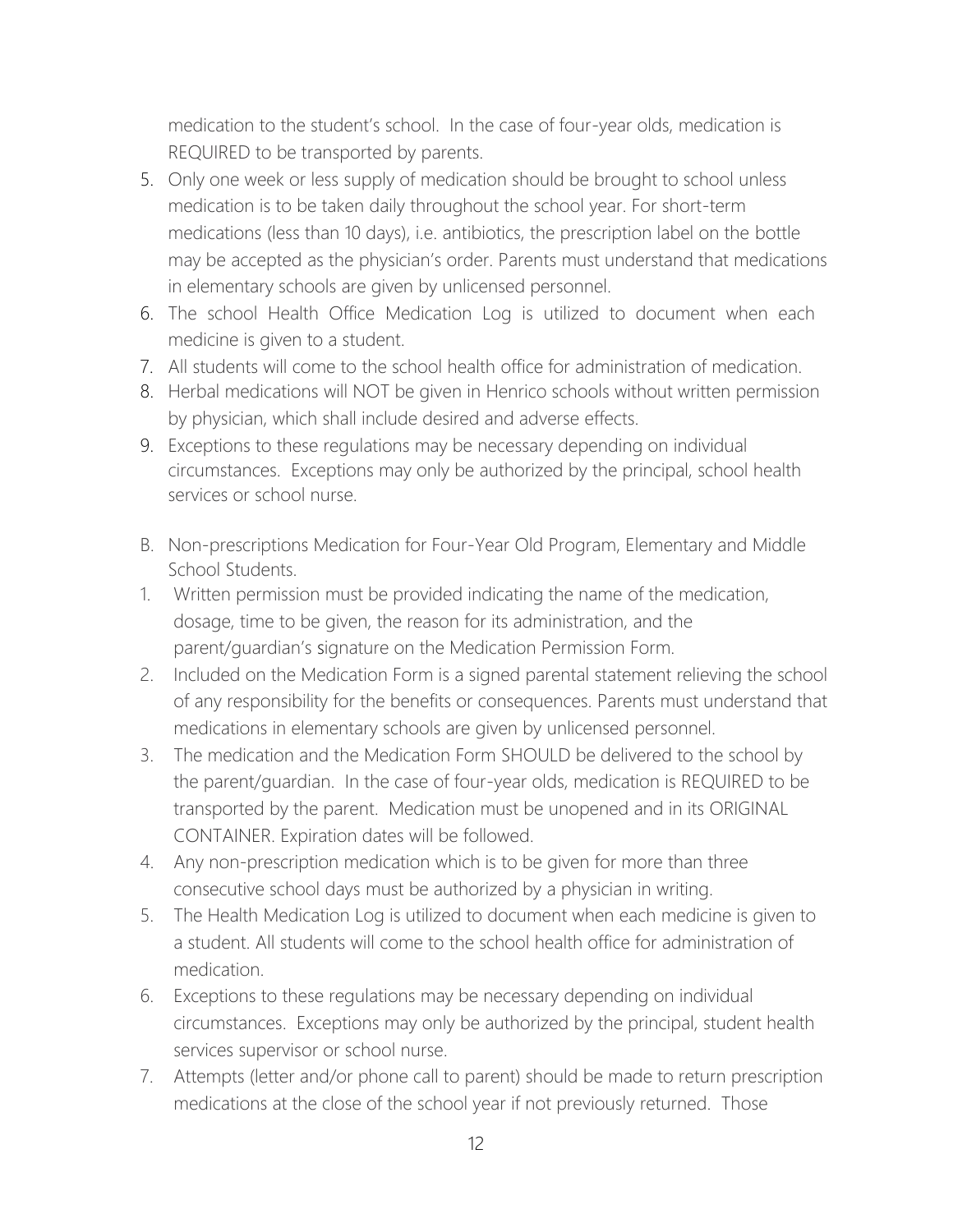medication to the student's school. In the case of four-year olds, medication is REQUIRED to be transported by parents.

5. Only one week or less supply of medication should be brought to school unless medication is to be taken daily throughout the school year. For short-term medications (less than 10 days), i.e. antibiotics, the prescription label on the bottle may be accepted as the physician's order. Parents must understand that medications in elementary schools are given by unlicensed personnel.
6. The school Health Office Medication Log is utilized to document when each medicine is given to a student.
7. All students will come to the school health office for administration of medication.
8. Herbal medications will NOT be given in Henrico schools without written permission by physician, which shall include desired and adverse effects.
9. Exceptions to these regulations may be necessary depending on individual circumstances. Exceptions may only be authorized by the principal, school health services or school nurse.

B. Non-prescriptions Medication for Four-Year Old Program, Elementary and Middle School Students.

1. Written permission must be provided indicating the name of the medication, dosage, time to be given, the reason for its administration, and the parent/guardian's signature on the Medication Permission Form.
2. Included on the Medication Form is a signed parental statement relieving the school of any responsibility for the benefits or consequences. Parents must understand that medications in elementary schools are given by unlicensed personnel.
3. The medication and the Medication Form SHOULD be delivered to the school by the parent/guardian. In the case of four-year olds, medication is REQUIRED to be transported by the parent. Medication must be unopened and in its ORIGINAL CONTAINER. Expiration dates will be followed.
4. Any non-prescription medication which is to be given for more than three consecutive school days must be authorized by a physician in writing.
5. The Health Medication Log is utilized to document when each medicine is given to a student. All students will come to the school health office for administration of medication.
6. Exceptions to these regulations may be necessary depending on individual circumstances. Exceptions may only be authorized by the principal, student health services supervisor or school nurse.
7. Attempts (letter and/or phone call to parent) should be made to return prescription medications at the close of the school year if not previously returned. Those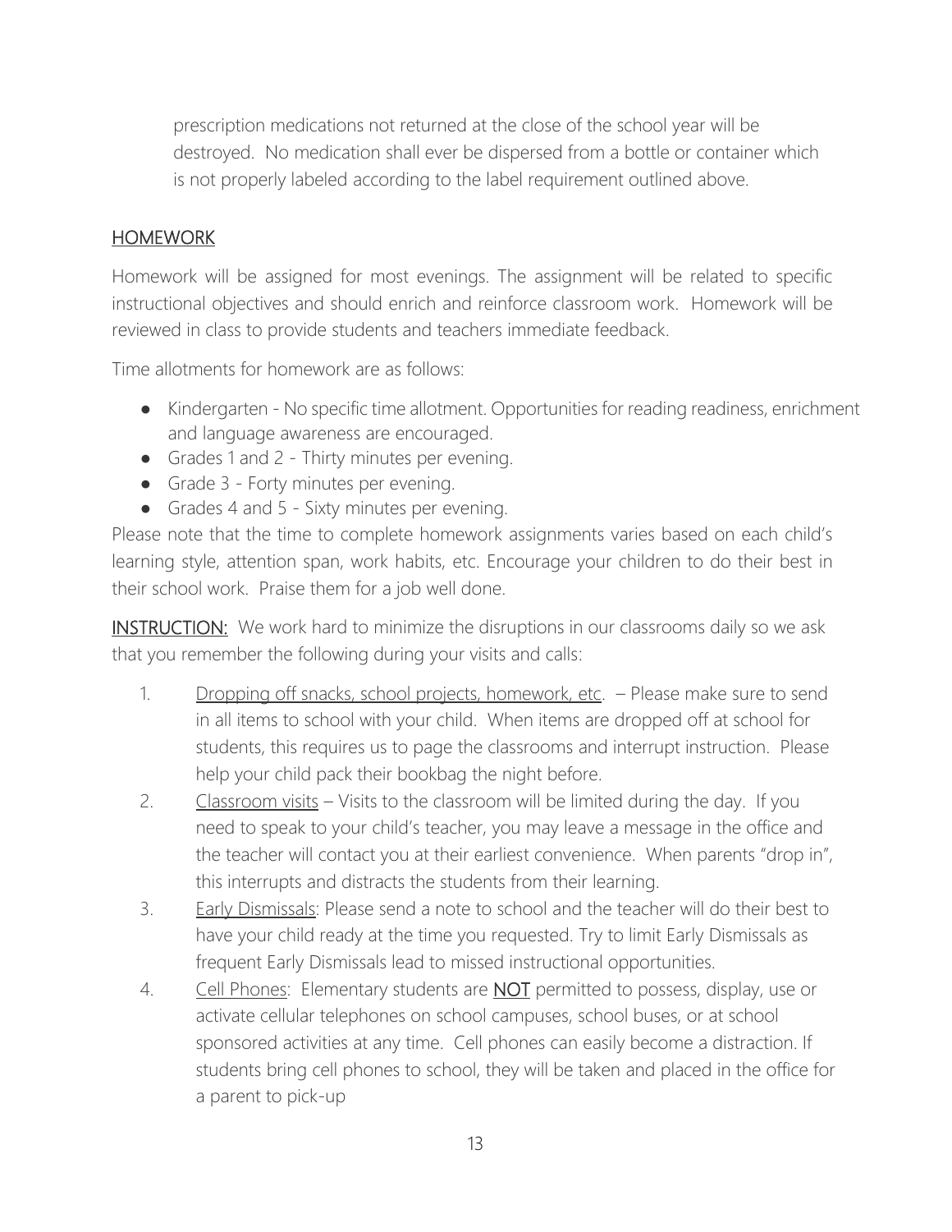prescription medications not returned at the close of the school year will be destroyed. No medication shall ever be dispersed from a bottle or container which is not properly labeled according to the label requirement outlined above.

## HOMEWORK

Homework will be assigned for most evenings. The assignment will be related to specific instructional objectives and should enrich and reinforce classroom work. Homework will be reviewed in class to provide students and teachers immediate feedback.

Time allotments for homework are as follows:

- Kindergarten - No specific time allotment. Opportunities for reading readiness, enrichment and language awareness are encouraged.
- Grades 1 and 2 - Thirty minutes per evening.
- Grade 3 - Forty minutes per evening.
- Grades 4 and 5 - Sixty minutes per evening.

Please note that the time to complete homework assignments varies based on each child's learning style, attention span, work habits, etc. Encourage your children to do their best in their school work. Praise them for a job well done.

**INSTRUCTION:** We work hard to minimize the disruptions in our classrooms daily so we ask that you remember the following during your visits and calls:

1. Dropping off snacks, school projects, homework, etc. – Please make sure to send in all items to school with your child. When items are dropped off at school for students, this requires us to page the classrooms and interrupt instruction. Please help your child pack their bookbag the night before.
2. Classroom visits – Visits to the classroom will be limited during the day. If you need to speak to your child's teacher, you may leave a message in the office and the teacher will contact you at their earliest convenience. When parents "drop in", this interrupts and distracts the students from their learning.
3. Early Dismissals: Please send a note to school and the teacher will do their best to have your child ready at the time you requested. Try to limit Early Dismissals as frequent Early Dismissals lead to missed instructional opportunities.
4. Cell Phones: Elementary students are **NOT** permitted to possess, display, use or activate cellular telephones on school campuses, school buses, or at school sponsored activities at any time. Cell phones can easily become a distraction. If students bring cell phones to school, they will be taken and placed in the office for a parent to pick-up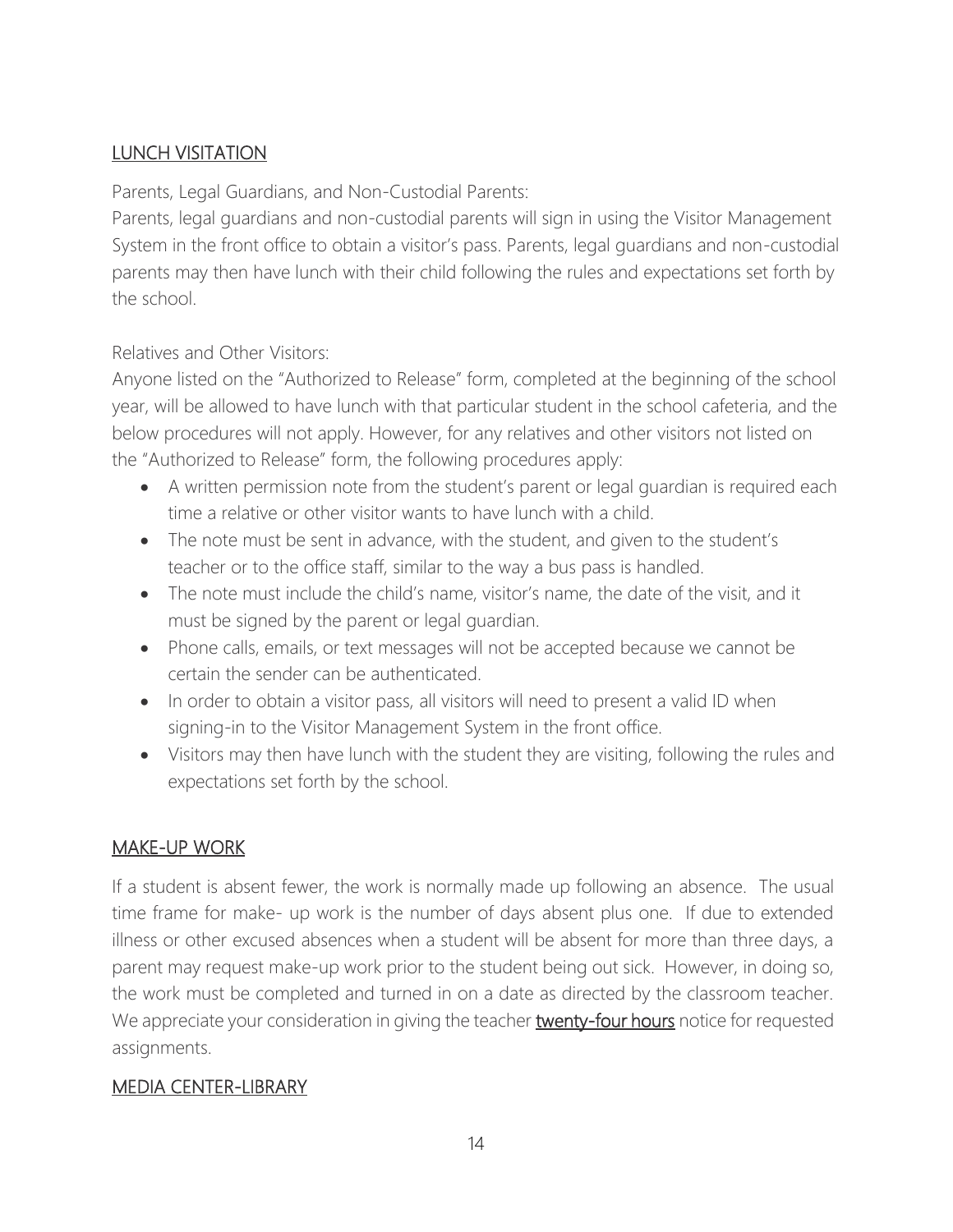## LUNCH VISITATION

Parents, Legal Guardians, and Non-Custodial Parents:

Parents, legal guardians and non-custodial parents will sign in using the Visitor Management System in the front office to obtain a visitor's pass. Parents, legal guardians and non-custodial parents may then have lunch with their child following the rules and expectations set forth by the school.

Relatives and Other Visitors:

Anyone listed on the "Authorized to Release" form, completed at the beginning of the school year, will be allowed to have lunch with that particular student in the school cafeteria, and the below procedures will not apply. However, for any relatives and other visitors not listed on the "Authorized to Release" form, the following procedures apply:

- A written permission note from the student's parent or legal guardian is required each time a relative or other visitor wants to have lunch with a child.
- The note must be sent in advance, with the student, and given to the student's teacher or to the office staff, similar to the way a bus pass is handled.
- The note must include the child's name, visitor's name, the date of the visit, and it must be signed by the parent or legal guardian.
- Phone calls, emails, or text messages will not be accepted because we cannot be certain the sender can be authenticated.
- In order to obtain a visitor pass, all visitors will need to present a valid ID when signing-in to the Visitor Management System in the front office.
- Visitors may then have lunch with the student they are visiting, following the rules and expectations set forth by the school.

## MAKE-UP WORK

If a student is absent fewer, the work is normally made up following an absence. The usual time frame for make- up work is the number of days absent plus one. If due to extended illness or other excused absences when a student will be absent for more than three days, a parent may request make-up work prior to the student being out sick. However, in doing so, the work must be completed and turned in on a date as directed by the classroom teacher. We appreciate your consideration in giving the teacher **twenty-four hours** notice for requested assignments.

## MEDIA CENTER-LIBRARY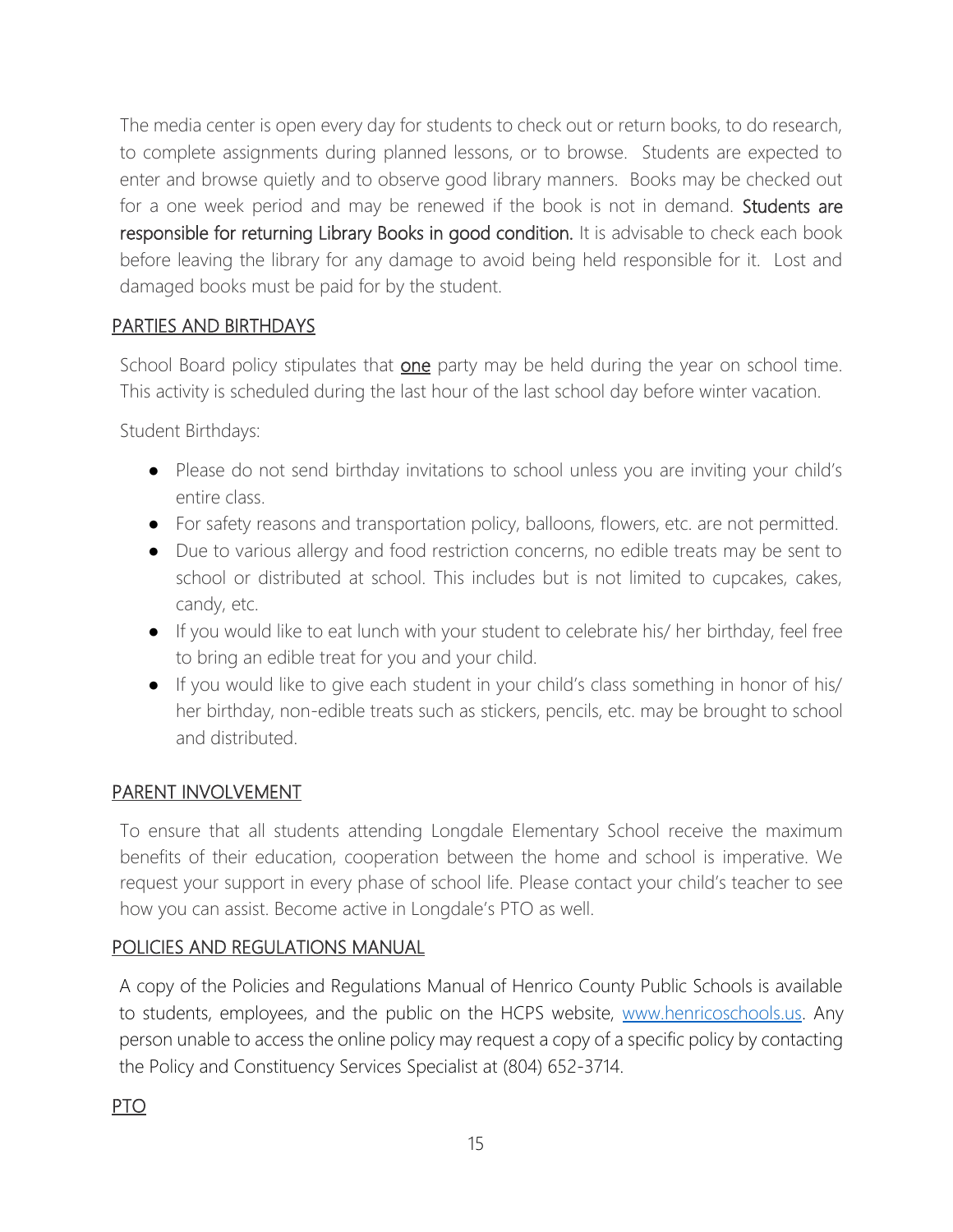The media center is open every day for students to check out or return books, to do research, to complete assignments during planned lessons, or to browse. Students are expected to enter and browse quietly and to observe good library manners. Books may be checked out for a one week period and may be renewed if the book is not in demand. **Students are responsible for returning Library Books in good condition.** It is advisable to check each book before leaving the library for any damage to avoid being held responsible for it. Lost and damaged books must be paid for by the student.

## PARTIES AND BIRTHDAYS

School Board policy stipulates that **one** party may be held during the year on school time. This activity is scheduled during the last hour of the last school day before winter vacation.

Student Birthdays:

- Please do not send birthday invitations to school unless you are inviting your child's entire class.
- For safety reasons and transportation policy, balloons, flowers, etc. are not permitted.
- Due to various allergy and food restriction concerns, no edible treats may be sent to school or distributed at school. This includes but is not limited to cupcakes, cakes, candy, etc.
- If you would like to eat lunch with your student to celebrate his/ her birthday, feel free to bring an edible treat for you and your child.
- If you would like to give each student in your child's class something in honor of his/ her birthday, non-edible treats such as stickers, pencils, etc. may be brought to school and distributed.

## PARENT INVOLVEMENT

To ensure that all students attending Longdale Elementary School receive the maximum benefits of their education, cooperation between the home and school is imperative. We request your support in every phase of school life. Please contact your child's teacher to see how you can assist. Become active in Longdale's PTO as well.

## POLICIES AND REGULATIONS MANUAL

A copy of the Policies and Regulations Manual of Henrico County Public Schools is available to students, employees, and the public on the HCPS website, [www.henricoschools.us](http://www.henricoschools.us). Any person unable to access the online policy may request a copy of a specific policy by contacting the Policy and Constituency Services Specialist at (804) 652-3714.

## PTO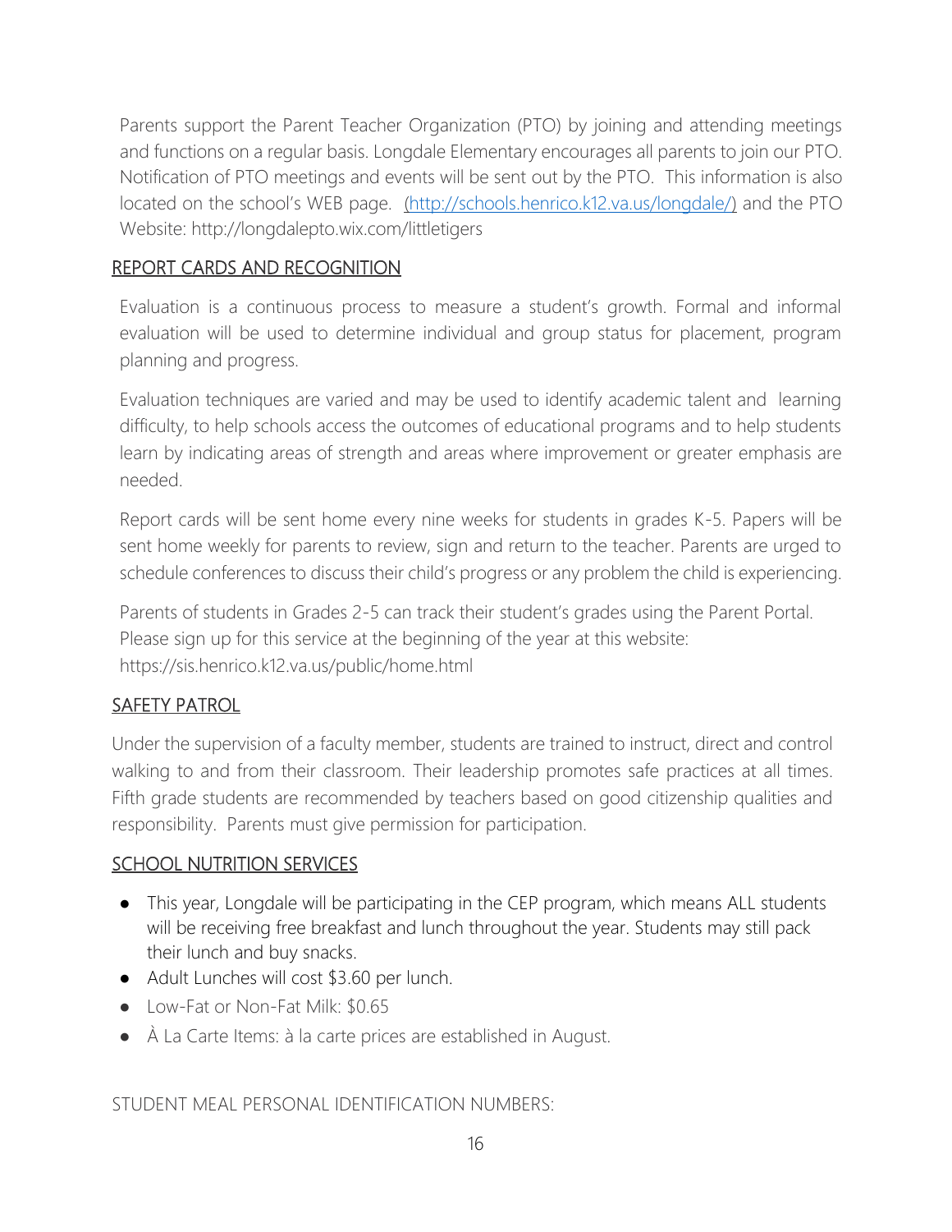Parents support the Parent Teacher Organization (PTO) by joining and attending meetings and functions on a regular basis. Longdale Elementary encourages all parents to join our PTO. Notification of PTO meetings and events will be sent out by the PTO. This information is also located on the school's WEB page. [(http://schools.henrico.k12.va.us/longdale/)](http://schools.henrico.k12.va.us/longdale/) and the PTO Website: http://longdalepto.wix.com/littletigers

## REPORT CARDS AND RECOGNITION

Evaluation is a continuous process to measure a student's growth. Formal and informal evaluation will be used to determine individual and group status for placement, program planning and progress.

Evaluation techniques are varied and may be used to identify academic talent and learning difficulty, to help schools access the outcomes of educational programs and to help students learn by indicating areas of strength and areas where improvement or greater emphasis are needed.

Report cards will be sent home every nine weeks for students in grades K-5. Papers will be sent home weekly for parents to review, sign and return to the teacher. Parents are urged to schedule conferences to discuss their child's progress or any problem the child is experiencing.

Parents of students in Grades 2-5 can track their student's grades using the Parent Portal. Please sign up for this service at the beginning of the year at this website: https://sis.henrico.k12.va.us/public/home.html

## SAFETY PATROL

Under the supervision of a faculty member, students are trained to instruct, direct and control walking to and from their classroom. Their leadership promotes safe practices at all times. Fifth grade students are recommended by teachers based on good citizenship qualities and responsibility. Parents must give permission for participation.

## SCHOOL NUTRITION SERVICES

- This year, Longdale will be participating in the CEP program, which means ALL students will be receiving free breakfast and lunch throughout the year. Students may still pack their lunch and buy snacks.
- Adult Lunches will cost $3.60 per lunch.
- Low-Fat or Non-Fat Milk: $0.65
- À La Carte Items: à la carte prices are established in August.

STUDENT MEAL PERSONAL IDENTIFICATION NUMBERS: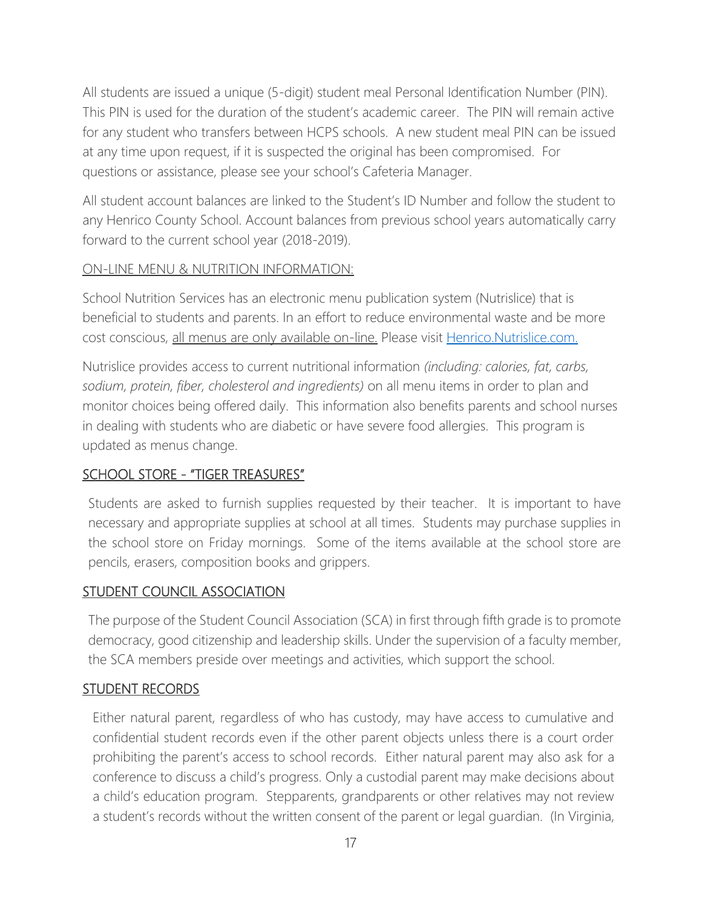All students are issued a unique (5-digit) student meal Personal Identification Number (PIN). This PIN is used for the duration of the student's academic career. The PIN will remain active for any student who transfers between HCPS schools. A new student meal PIN can be issued at any time upon request, if it is suspected the original has been compromised. For questions or assistance, please see your school's Cafeteria Manager.

All student account balances are linked to the Student's ID Number and follow the student to any Henrico County School. Account balances from previous school years automatically carry forward to the current school year (2018-2019).

<u>ON-LINE MENU & NUTRITION INFORMATION:</u>

School Nutrition Services has an electronic menu publication system (Nutrislice) that is beneficial to students and parents. In an effort to reduce environmental waste and be more cost conscious, <u>all menus are only available on-line.</u> Please visit [Henrico.Nutrislice.com.](Henrico.Nutrislice.com)

Nutrislice provides access to current nutritional information *(including: calories, fat, carbs, sodium, protein, fiber, cholesterol and ingredients)* on all menu items in order to plan and monitor choices being offered daily. This information also benefits parents and school nurses in dealing with students who are diabetic or have severe food allergies. This program is updated as menus change.

## <u>SCHOOL STORE - "TIGER TREASURES"</u>

Students are asked to furnish supplies requested by their teacher. It is important to have necessary and appropriate supplies at school at all times. Students may purchase supplies in the school store on Friday mornings. Some of the items available at the school store are pencils, erasers, composition books and grippers.

## <u>STUDENT COUNCIL ASSOCIATION</u>

The purpose of the Student Council Association (SCA) in first through fifth grade is to promote democracy, good citizenship and leadership skills. Under the supervision of a faculty member, the SCA members preside over meetings and activities, which support the school.

## <u>STUDENT RECORDS</u>

Either natural parent, regardless of who has custody, may have access to cumulative and confidential student records even if the other parent objects unless there is a court order prohibiting the parent's access to school records. Either natural parent may also ask for a conference to discuss a child's progress. Only a custodial parent may make decisions about a child's education program. Stepparents, grandparents or other relatives may not review a student's records without the written consent of the parent or legal guardian. (In Virginia,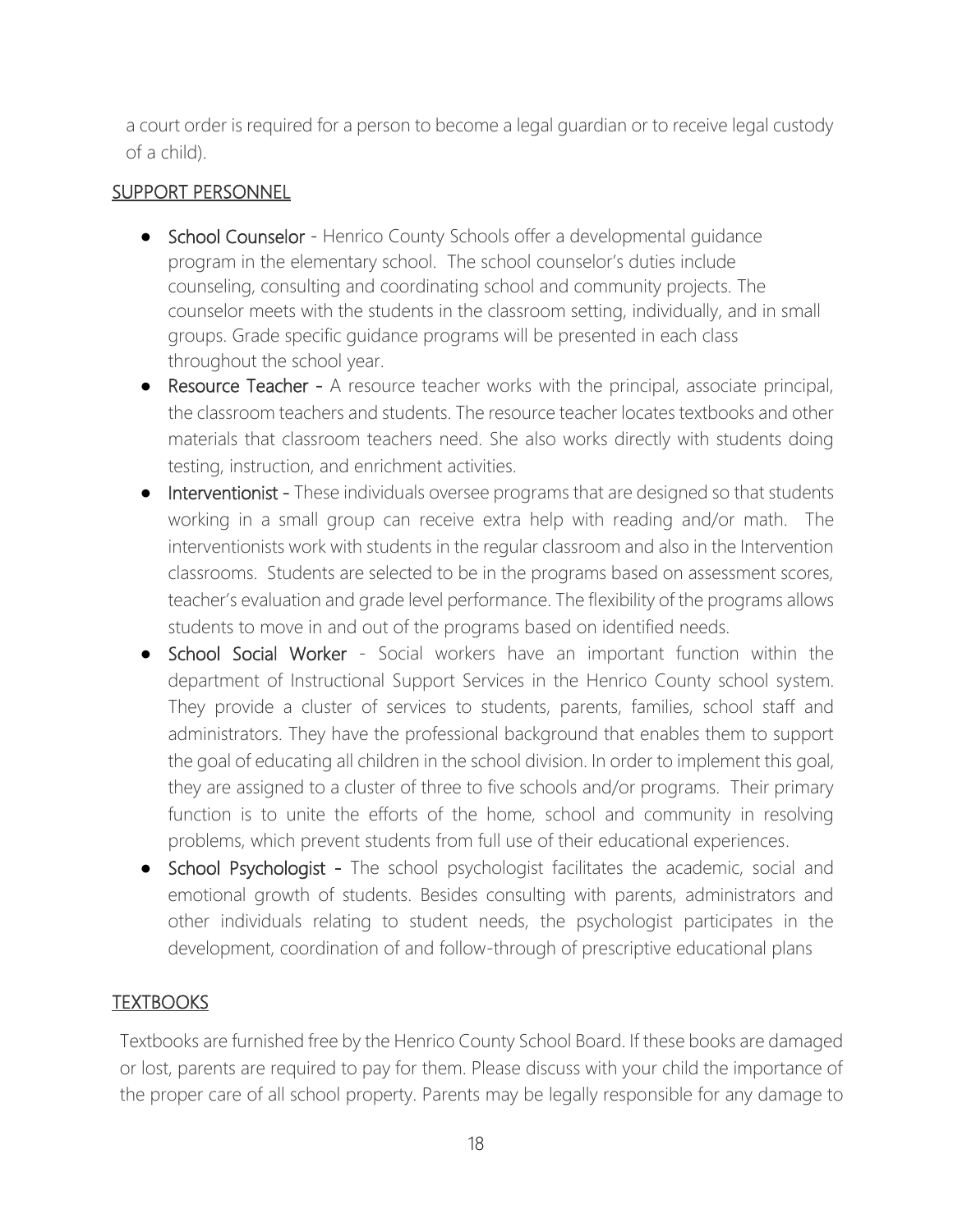a court order is required for a person to become a legal guardian or to receive legal custody of a child).

## SUPPORT PERSONNEL

- **School Counselor** - Henrico County Schools offer a developmental guidance program in the elementary school. The school counselor's duties include counseling, consulting and coordinating school and community projects. The counselor meets with the students in the classroom setting, individually, and in small groups. Grade specific guidance programs will be presented in each class throughout the school year.
- **Resource Teacher** - A resource teacher works with the principal, associate principal, the classroom teachers and students. The resource teacher locates textbooks and other materials that classroom teachers need. She also works directly with students doing testing, instruction, and enrichment activities.
- **Interventionist** - These individuals oversee programs that are designed so that students working in a small group can receive extra help with reading and/or math. The interventionists work with students in the regular classroom and also in the Intervention classrooms. Students are selected to be in the programs based on assessment scores, teacher's evaluation and grade level performance. The flexibility of the programs allows students to move in and out of the programs based on identified needs.
- **School Social Worker** - Social workers have an important function within the department of Instructional Support Services in the Henrico County school system. They provide a cluster of services to students, parents, families, school staff and administrators. They have the professional background that enables them to support the goal of educating all children in the school division. In order to implement this goal, they are assigned to a cluster of three to five schools and/or programs. Their primary function is to unite the efforts of the home, school and community in resolving problems, which prevent students from full use of their educational experiences.
- **School Psychologist** - The school psychologist facilitates the academic, social and emotional growth of students. Besides consulting with parents, administrators and other individuals relating to student needs, the psychologist participates in the development, coordination of and follow-through of prescriptive educational plans

## TEXTBOOKS

Textbooks are furnished free by the Henrico County School Board. If these books are damaged or lost, parents are required to pay for them. Please discuss with your child the importance of the proper care of all school property. Parents may be legally responsible for any damage to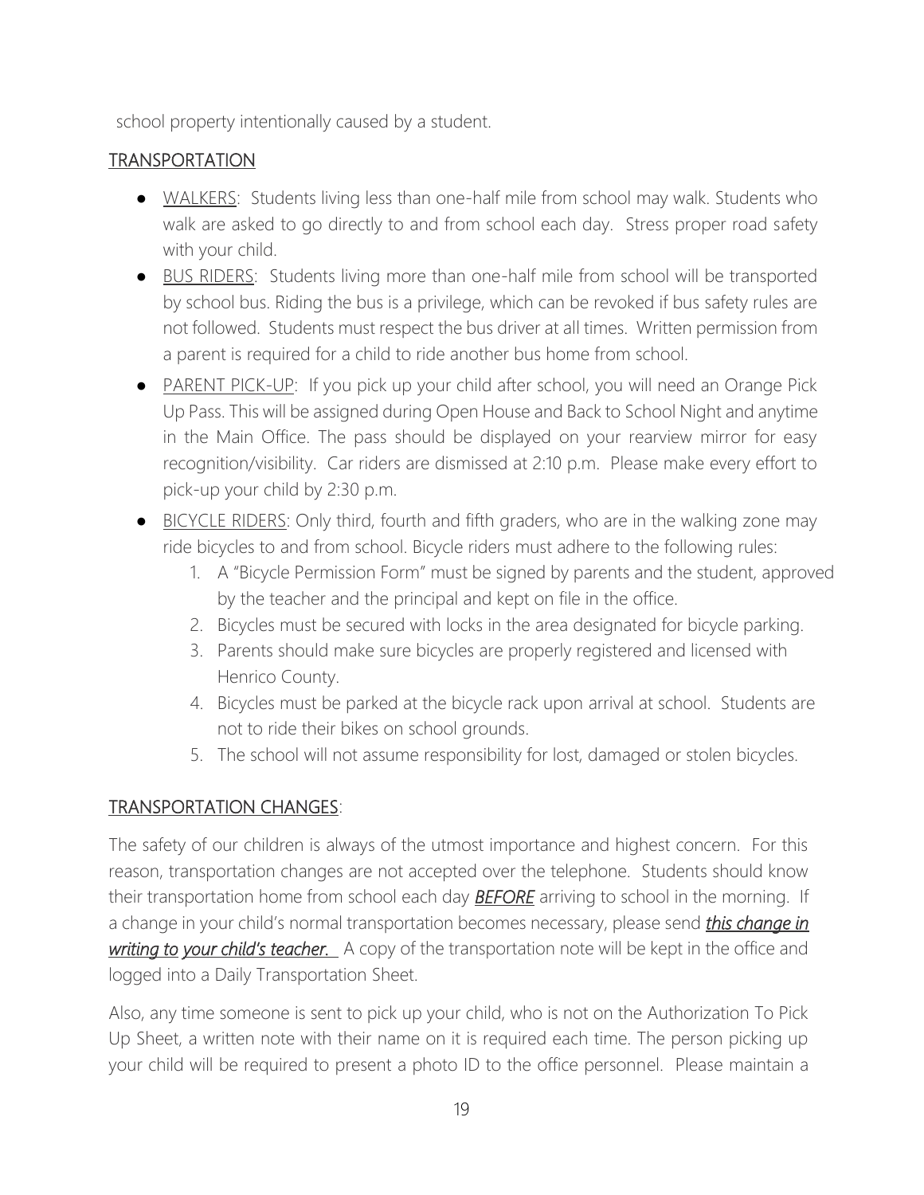school property intentionally caused by a student.

## TRANSPORTATION

- WALKERS: Students living less than one-half mile from school may walk. Students who walk are asked to go directly to and from school each day. Stress proper road safety with your child.
- BUS RIDERS: Students living more than one-half mile from school will be transported by school bus. Riding the bus is a privilege, which can be revoked if bus safety rules are not followed. Students must respect the bus driver at all times. Written permission from a parent is required for a child to ride another bus home from school.
- PARENT PICK-UP: If you pick up your child after school, you will need an Orange Pick Up Pass. This will be assigned during Open House and Back to School Night and anytime in the Main Office. The pass should be displayed on your rearview mirror for easy recognition/visibility. Car riders are dismissed at 2:10 p.m. Please make every effort to pick-up your child by 2:30 p.m.
- BICYCLE RIDERS: Only third, fourth and fifth graders, who are in the walking zone may ride bicycles to and from school. Bicycle riders must adhere to the following rules:
    1. A "Bicycle Permission Form" must be signed by parents and the student, approved by the teacher and the principal and kept on file in the office.
    2. Bicycles must be secured with locks in the area designated for bicycle parking.
    3. Parents should make sure bicycles are properly registered and licensed with Henrico County.
    4. Bicycles must be parked at the bicycle rack upon arrival at school. Students are not to ride their bikes on school grounds.
    5. The school will not assume responsibility for lost, damaged or stolen bicycles.

## TRANSPORTATION CHANGES:

The safety of our children is always of the utmost importance and highest concern. For this reason, transportation changes are not accepted over the telephone. Students should know their transportation home from school each day ***BEFORE*** arriving to school in the morning. If a change in your child's normal transportation becomes necessary, please send ***this change in writing to your child's teacher.*** A copy of the transportation note will be kept in the office and logged into a Daily Transportation Sheet.

Also, any time someone is sent to pick up your child, who is not on the Authorization To Pick Up Sheet, a written note with their name on it is required each time. The person picking up your child will be required to present a photo ID to the office personnel. Please maintain a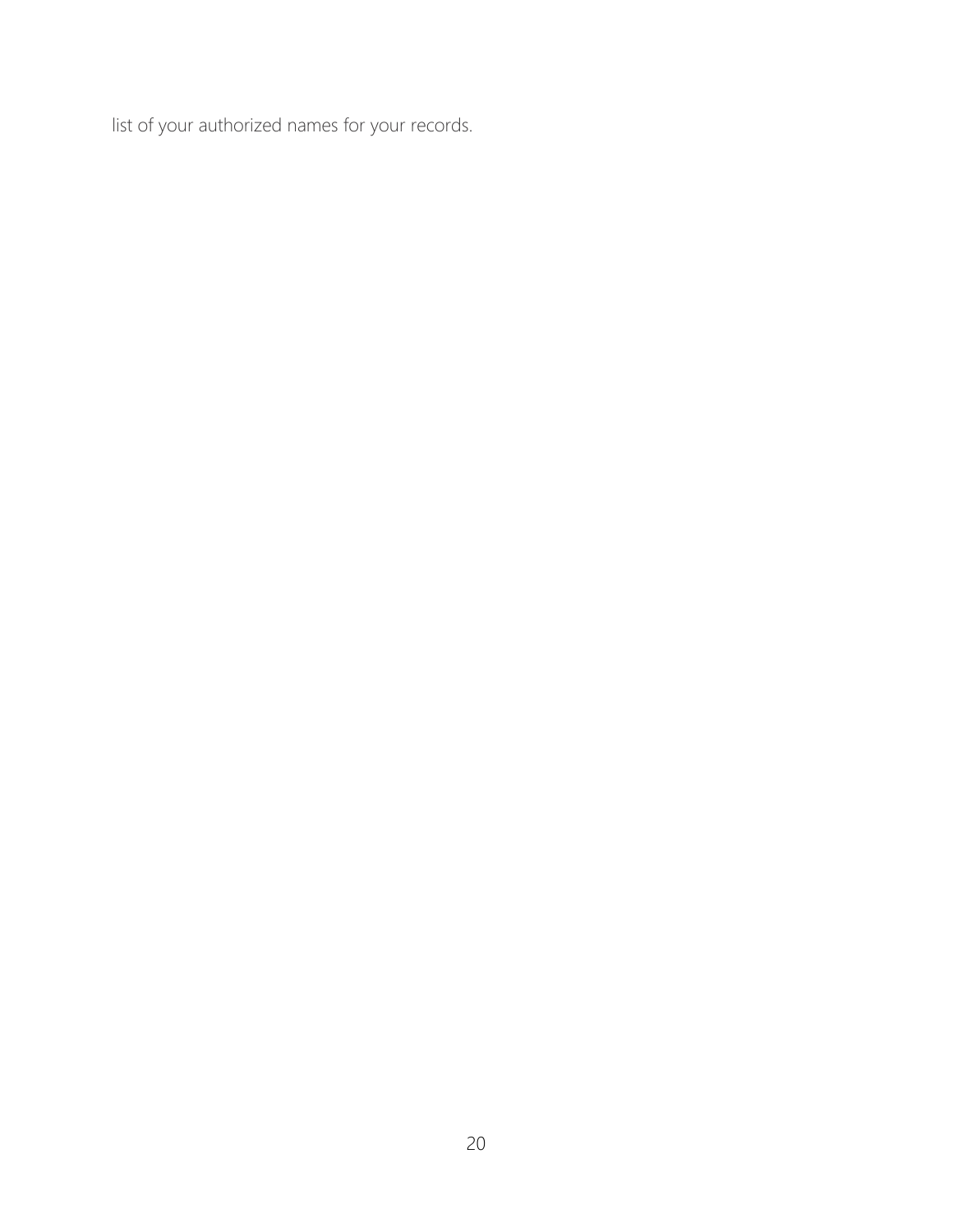list of your authorized names for your records.